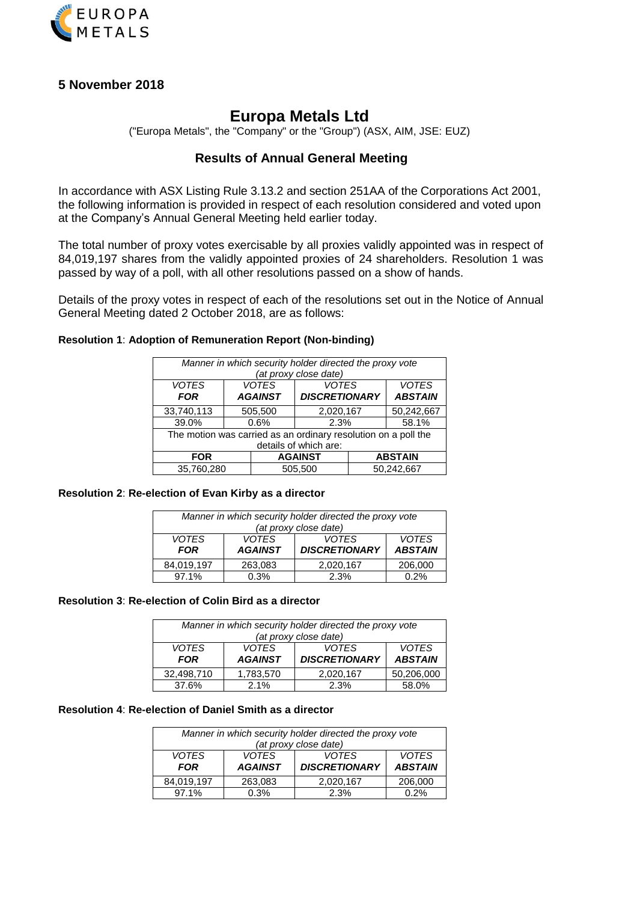**5 November 2018**

# Europa Metals Ltd

("Europa Metals", the "Company" or the "Group") (ASX, AIM, JSE: EUZ)

## Results of Annual General Meeting

In accordance with ASX Listing Rule 3.13.2 and section 251AA of the Corporations Act 2001, the following information is provided in respect of each resolution considered and voted upon at the Company's Annual General Meeting held earlier today.

The total number of proxy votes exercisable by all proxies validly appointed was in respect of 84,019,197 shares from the validly appointed proxies of 24 shareholders. Resolution 1 was passed by way of a poll, with all other resolutions passed on a show of hands.

Details of the proxy votes in respect of each of the resolutions set out in the Notice of Annual General Meeting dated 2 October 2018, are as follows:

**Resolution 1**: **Adoption of Remuneration Report (Non-binding)**

| *Manner in which security holder directed the proxy vote (at proxy close date)* | | | |
|---|---|---|---|
| *VOTES* ***FOR*** | *VOTES* ***AGAINST*** | *VOTES* ***DISCRETIONARY*** | *VOTES* ***ABSTAIN*** |
| 33,740,113 | 505,500 | 2,020,167 | 50,242,667 |
| 39.0% | 0.6% | 2.3% | 58.1% |
| The motion was carried as an ordinary resolution on a poll the details of which are: | | | |
| **FOR** | **AGAINST** | **ABSTAIN** | |
| 35,760,280 | 505,500 | 50,242,667 | |

**Resolution 2**: **Re-election of Evan Kirby as a director**

| *Manner in which security holder directed the proxy vote (at proxy close date)* | | | |
|---|---|---|---|
| *VOTES* ***FOR*** | *VOTES* ***AGAINST*** | *VOTES* ***DISCRETIONARY*** | *VOTES* ***ABSTAIN*** |
| 84,019,197 | 263,083 | 2,020,167 | 206,000 |
| 97.1% | 0.3% | 2.3% | 0.2% |

**Resolution 3**: **Re-election of Colin Bird as a director**

| *Manner in which security holder directed the proxy vote (at proxy close date)* | | | |
|---|---|---|---|
| *VOTES* ***FOR*** | *VOTES* ***AGAINST*** | *VOTES* ***DISCRETIONARY*** | *VOTES* ***ABSTAIN*** |
| 32,498,710 | 1,783,570 | 2,020,167 | 50,206,000 |
| 37.6% | 2.1% | 2.3% | 58.0% |

**Resolution 4**: **Re-election of Daniel Smith as a director**

| *Manner in which security holder directed the proxy vote (at proxy close date)* | | | |
|---|---|---|---|
| *VOTES* ***FOR*** | *VOTES* ***AGAINST*** | *VOTES* ***DISCRETIONARY*** | *VOTES* ***ABSTAIN*** |
| 84,019,197 | 263,083 | 2,020,167 | 206,000 |
| 97.1% | 0.3% | 2.3% | 0.2% |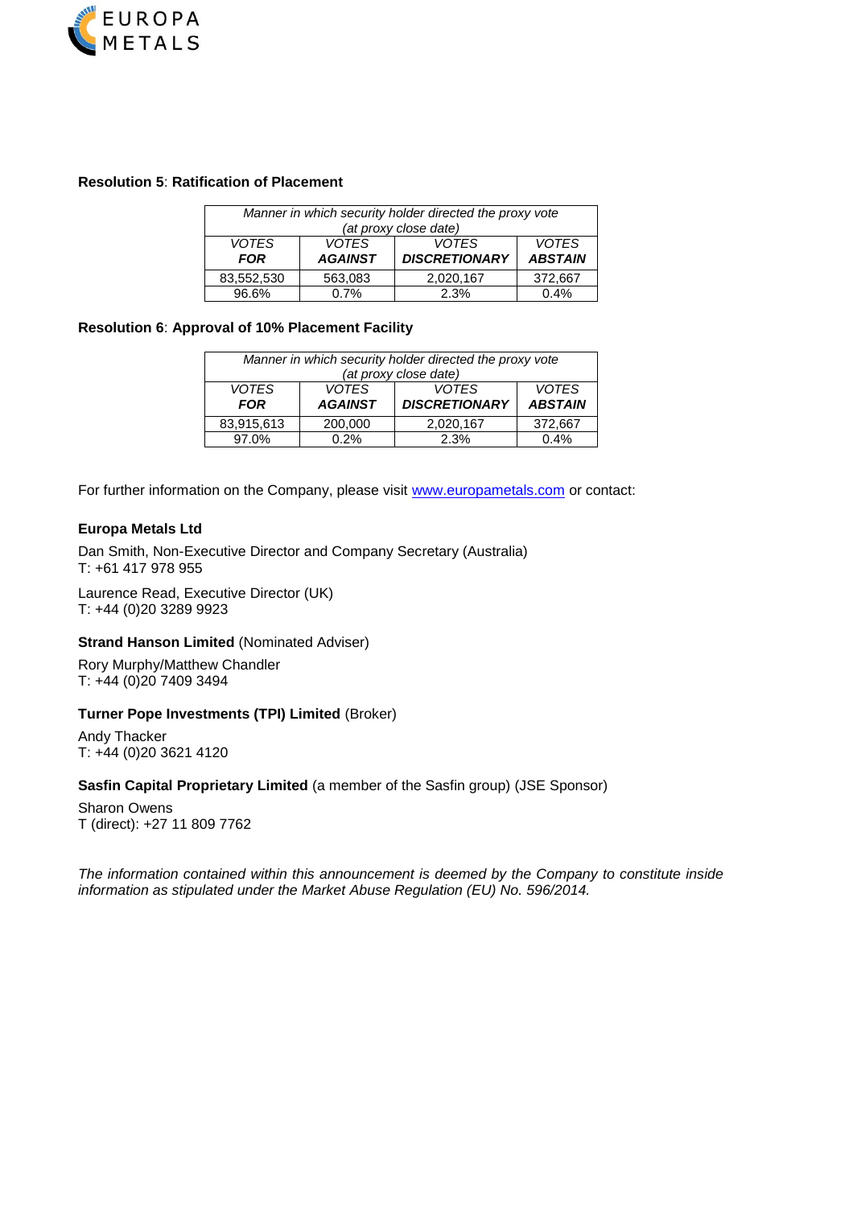**Resolution 5**: **Ratification of Placement**

| *Manner in which security holder directed the proxy vote (at proxy close date)* | | | |
|---|---|---|---|
| *VOTES* ***FOR*** | *VOTES* ***AGAINST*** | *VOTES* ***DISCRETIONARY*** | *VOTES* ***ABSTAIN*** |
| 83,552,530 | 563,083 | 2,020,167 | 372,667 |
| 96.6% | 0.7% | 2.3% | 0.4% |

**Resolution 6**: **Approval of 10% Placement Facility**

| *Manner in which security holder directed the proxy vote (at proxy close date)* | | | |
|---|---|---|---|
| *VOTES* ***FOR*** | *VOTES* ***AGAINST*** | *VOTES* ***DISCRETIONARY*** | *VOTES* ***ABSTAIN*** |
| 83,915,613 | 200,000 | 2,020,167 | 372,667 |
| 97.0% | 0.2% | 2.3% | 0.4% |

For further information on the Company, please visit www.europametals.com or contact:

**Europa Metals Ltd**

Dan Smith, Non-Executive Director and Company Secretary (Australia)
T: +61 417 978 955

Laurence Read, Executive Director (UK)
T: +44 (0)20 3289 9923

**Strand Hanson Limited** (Nominated Adviser)

Rory Murphy/Matthew Chandler
T: +44 (0)20 7409 3494

**Turner Pope Investments (TPI) Limited** (Broker)

Andy Thacker
T: +44 (0)20 3621 4120

**Sasfin Capital Proprietary Limited** (a member of the Sasfin group) (JSE Sponsor)

Sharon Owens
T (direct): +27 11 809 7762

*The information contained within this announcement is deemed by the Company to constitute inside information as stipulated under the Market Abuse Regulation (EU) No. 596/2014.*